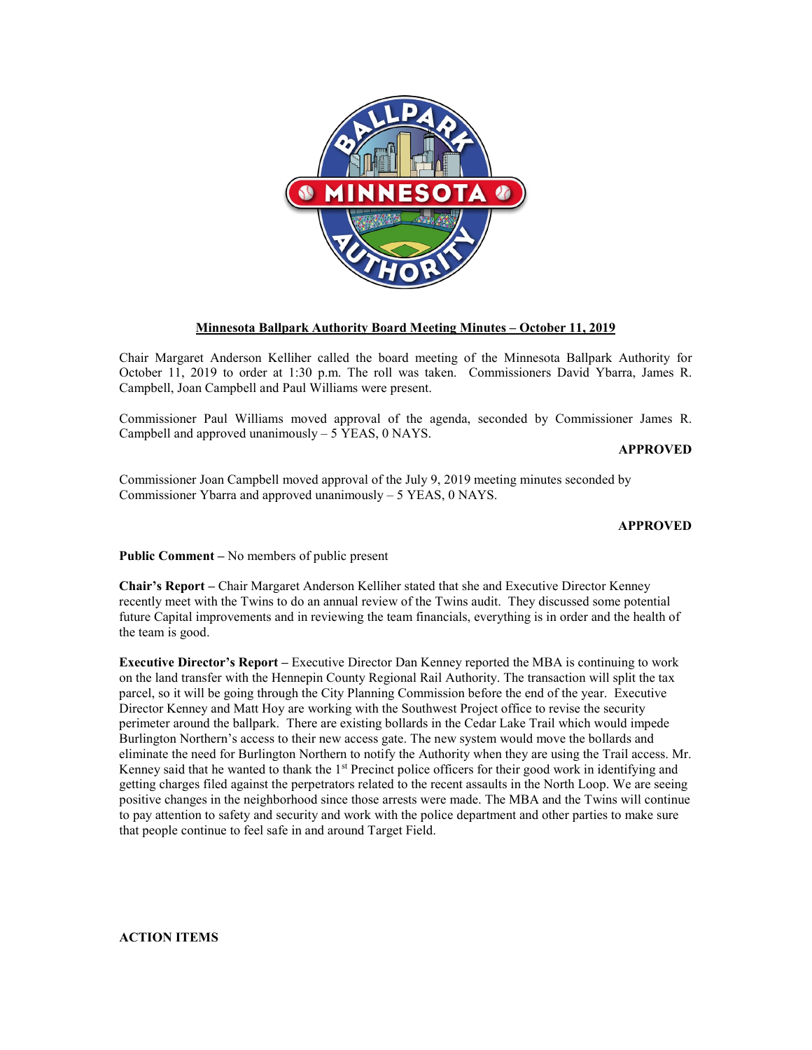# Minnesota Ballpark Authority Board Meeting Minutes – October 11, 2019

Chair Margaret Anderson Kelliher called the board meeting of the Minnesota Ballpark Authority for October 11, 2019 to order at 1:30 p.m. The roll was taken. Commissioners David Ybarra, James R. Campbell, Joan Campbell and Paul Williams were present.

Commissioner Paul Williams moved approval of the agenda, seconded by Commissioner James R. Campbell and approved unanimously – 5 YEAS, 0 NAYS.

**APPROVED**

Commissioner Joan Campbell moved approval of the July 9, 2019 meeting minutes seconded by Commissioner Ybarra and approved unanimously – 5 YEAS, 0 NAYS.

**APPROVED**

**Public Comment –** No members of public present

**Chair's Report –** Chair Margaret Anderson Kelliher stated that she and Executive Director Kenney recently meet with the Twins to do an annual review of the Twins audit. They discussed some potential future Capital improvements and in reviewing the team financials, everything is in order and the health of the team is good.

**Executive Director's Report –** Executive Director Dan Kenney reported the MBA is continuing to work on the land transfer with the Hennepin County Regional Rail Authority. The transaction will split the tax parcel, so it will be going through the City Planning Commission before the end of the year. Executive Director Kenney and Matt Hoy are working with the Southwest Project office to revise the security perimeter around the ballpark. There are existing bollards in the Cedar Lake Trail which would impede Burlington Northern's access to their new access gate. The new system would move the bollards and eliminate the need for Burlington Northern to notify the Authority when they are using the Trail access. Mr. Kenney said that he wanted to thank the 1st Precinct police officers for their good work in identifying and getting charges filed against the perpetrators related to the recent assaults in the North Loop. We are seeing positive changes in the neighborhood since those arrests were made. The MBA and the Twins will continue to pay attention to safety and security and work with the police department and other parties to make sure that people continue to feel safe in and around Target Field.

**ACTION ITEMS**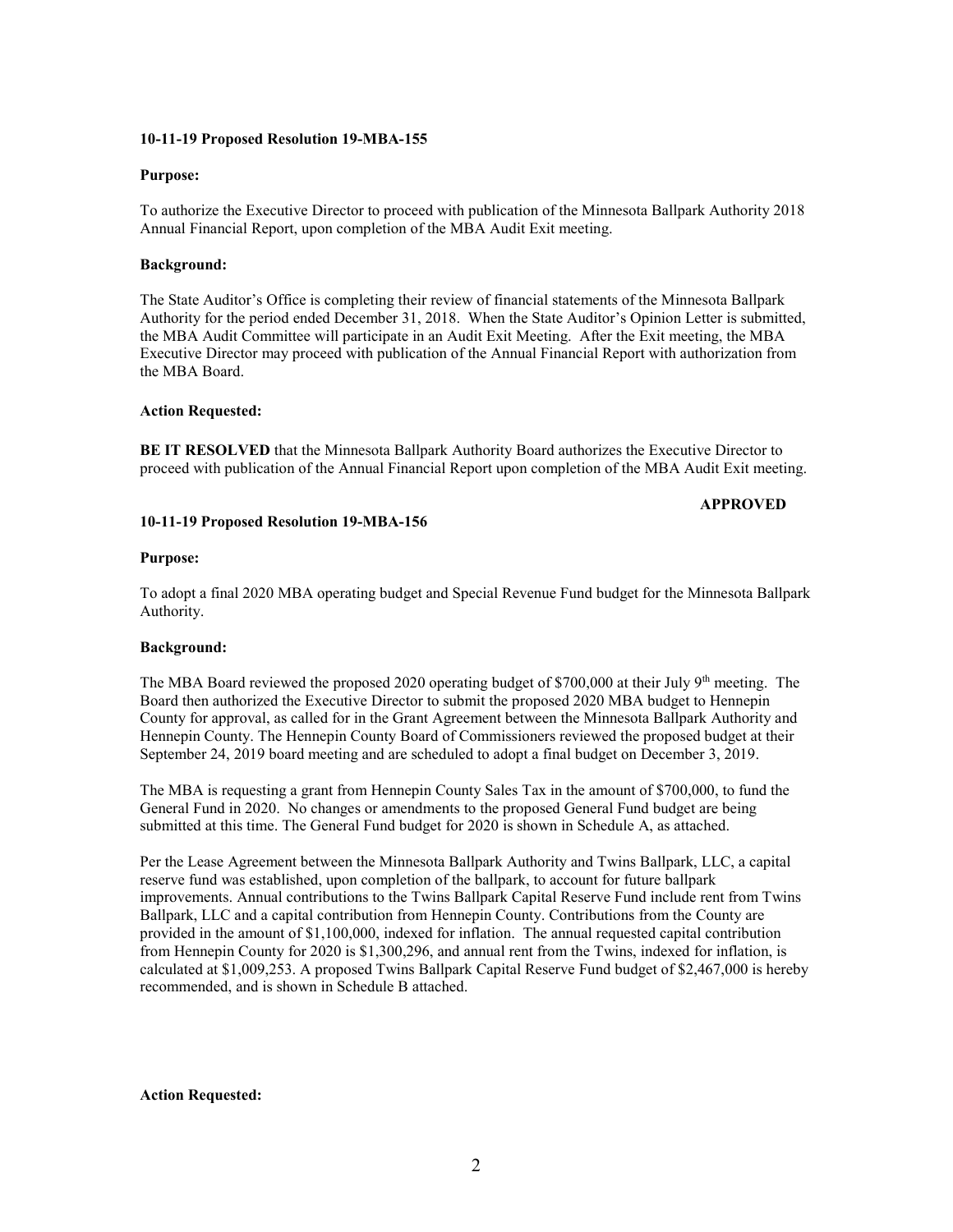**10-11-19 Proposed Resolution 19-MBA-155**

**Purpose:**

To authorize the Executive Director to proceed with publication of the Minnesota Ballpark Authority 2018 Annual Financial Report, upon completion of the MBA Audit Exit meeting.

**Background:**

The State Auditor's Office is completing their review of financial statements of the Minnesota Ballpark Authority for the period ended December 31, 2018. When the State Auditor's Opinion Letter is submitted, the MBA Audit Committee will participate in an Audit Exit Meeting. After the Exit meeting, the MBA Executive Director may proceed with publication of the Annual Financial Report with authorization from the MBA Board.

**Action Requested:**

**BE IT RESOLVED** that the Minnesota Ballpark Authority Board authorizes the Executive Director to proceed with publication of the Annual Financial Report upon completion of the MBA Audit Exit meeting.

**APPROVED**

**10-11-19 Proposed Resolution 19-MBA-156**

**Purpose:**

To adopt a final 2020 MBA operating budget and Special Revenue Fund budget for the Minnesota Ballpark Authority.

**Background:**

The MBA Board reviewed the proposed 2020 operating budget of $700,000 at their July 9th meeting. The Board then authorized the Executive Director to submit the proposed 2020 MBA budget to Hennepin County for approval, as called for in the Grant Agreement between the Minnesota Ballpark Authority and Hennepin County. The Hennepin County Board of Commissioners reviewed the proposed budget at their September 24, 2019 board meeting and are scheduled to adopt a final budget on December 3, 2019.

The MBA is requesting a grant from Hennepin County Sales Tax in the amount of $700,000, to fund the General Fund in 2020. No changes or amendments to the proposed General Fund budget are being submitted at this time. The General Fund budget for 2020 is shown in Schedule A, as attached.

Per the Lease Agreement between the Minnesota Ballpark Authority and Twins Ballpark, LLC, a capital reserve fund was established, upon completion of the ballpark, to account for future ballpark improvements. Annual contributions to the Twins Ballpark Capital Reserve Fund include rent from Twins Ballpark, LLC and a capital contribution from Hennepin County. Contributions from the County are provided in the amount of $1,100,000, indexed for inflation. The annual requested capital contribution from Hennepin County for 2020 is $1,300,296, and annual rent from the Twins, indexed for inflation, is calculated at $1,009,253. A proposed Twins Ballpark Capital Reserve Fund budget of $2,467,000 is hereby recommended, and is shown in Schedule B attached.

**Action Requested:**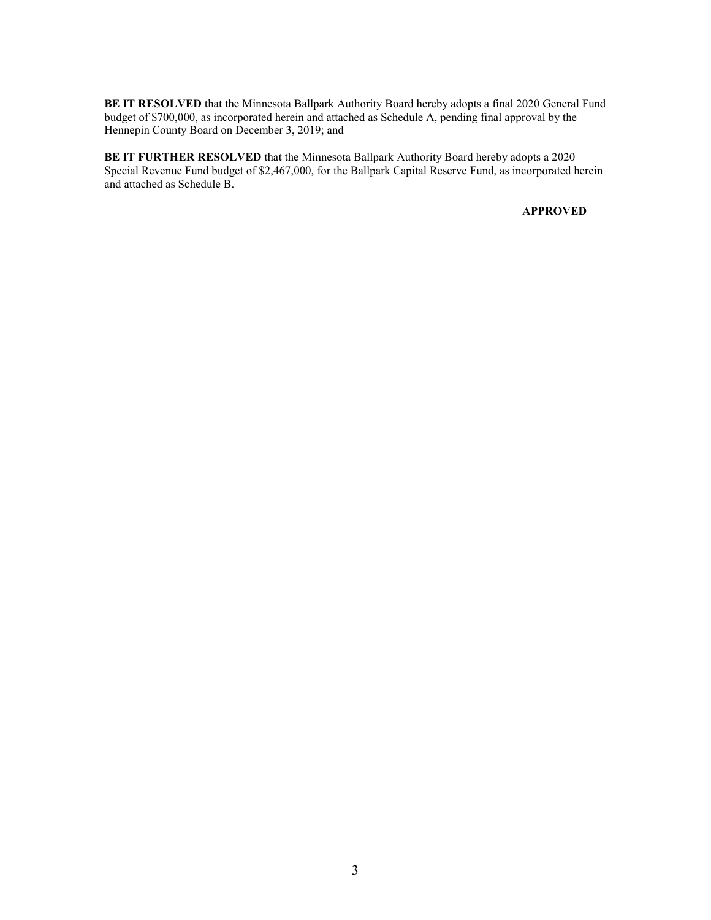**BE IT RESOLVED** that the Minnesota Ballpark Authority Board hereby adopts a final 2020 General Fund budget of $700,000, as incorporated herein and attached as Schedule A, pending final approval by the Hennepin County Board on December 3, 2019; and

**BE IT FURTHER RESOLVED** that the Minnesota Ballpark Authority Board hereby adopts a 2020 Special Revenue Fund budget of $2,467,000, for the Ballpark Capital Reserve Fund, as incorporated herein and attached as Schedule B.

**APPROVED**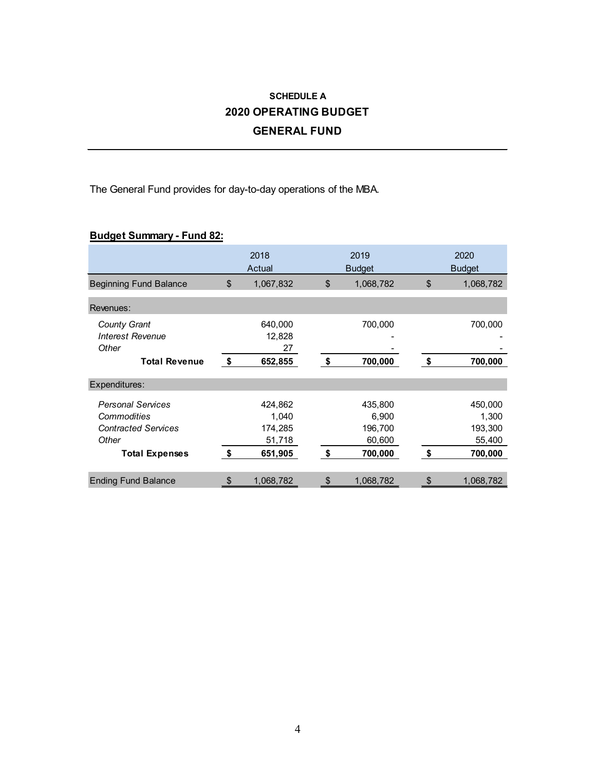**SCHEDULE A**

# 2020 OPERATING BUDGET

## GENERAL FUND

The General Fund provides for day-to-day operations of the MBA.

**Budget Summary - Fund 82:**

| | 2018 Actual | 2019 Budget | 2020 Budget |
|---|---|---|---|
| Beginning Fund Balance | $ 1,067,832 | $ 1,068,782 | $ 1,068,782 |
| Revenues: | | | |
| *County Grant* | 640,000 | 700,000 | 700,000 |
| *Interest Revenue* | 12,828 | - | - |
| *Other* | 27 | - | - |
| **Total Revenue** | **$ 652,855** | **$ 700,000** | **$ 700,000** |
| Expenditures: | | | |
| *Personal Services* | 424,862 | 435,800 | 450,000 |
| *Commodities* | 1,040 | 6,900 | 1,300 |
| *Contracted Services* | 174,285 | 196,700 | 193,300 |
| *Other* | 51,718 | 60,600 | 55,400 |
| **Total Expenses** | **$ 651,905** | **$ 700,000** | **$ 700,000** |
| Ending Fund Balance | $ 1,068,782 | $ 1,068,782 | $ 1,068,782 |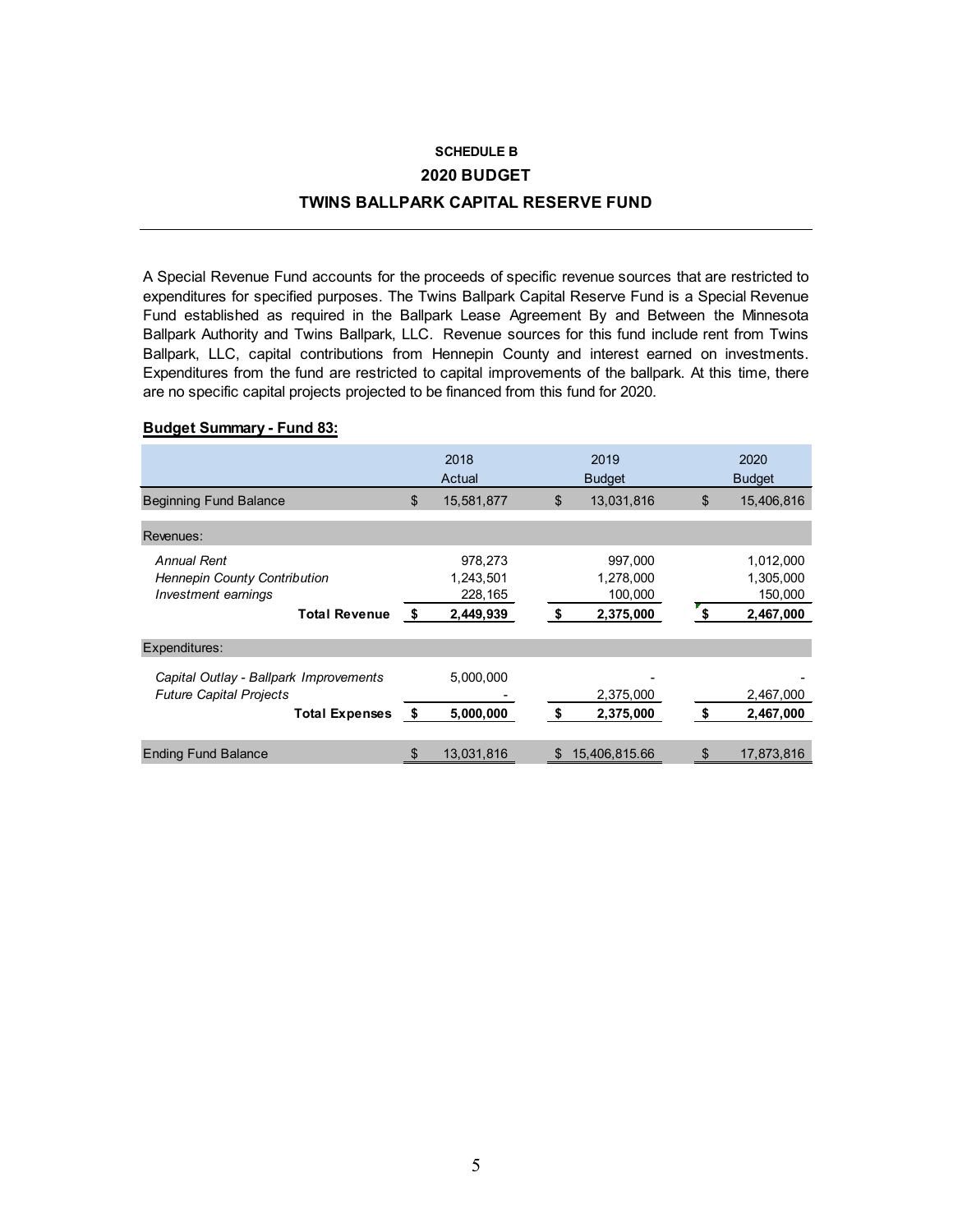## SCHEDULE B

## 2020 BUDGET

## TWINS BALLPARK CAPITAL RESERVE FUND

A Special Revenue Fund accounts for the proceeds of specific revenue sources that are restricted to expenditures for specified purposes. The Twins Ballpark Capital Reserve Fund is a Special Revenue Fund established as required in the Ballpark Lease Agreement By and Between the Minnesota Ballpark Authority and Twins Ballpark, LLC. Revenue sources for this fund include rent from Twins Ballpark, LLC, capital contributions from Hennepin County and interest earned on investments. Expenditures from the fund are restricted to capital improvements of the ballpark. At this time, there are no specific capital projects projected to be financed from this fund for 2020.

**Budget Summary - Fund 83:**

| | 2018 Actual | 2019 Budget | 2020 Budget |
|---|---|---|---|
| Beginning Fund Balance | $ 15,581,877 | $ 13,031,816 | $ 15,406,816 |
| Revenues: | | | |
| *Annual Rent* | 978,273 | 997,000 | 1,012,000 |
| *Hennepin County Contribution* | 1,243,501 | 1,278,000 | 1,305,000 |
| *Investment earnings* | 228,165 | 100,000 | 150,000 |
| **Total Revenue** | **$ 2,449,939** | **$ 2,375,000** | **$ 2,467,000** |
| Expenditures: | | | |
| *Capital Outlay - Ballpark Improvements* | 5,000,000 | - | - |
| *Future Capital Projects* | - | 2,375,000 | 2,467,000 |
| **Total Expenses** | **$ 5,000,000** | **$ 2,375,000** | **$ 2,467,000** |
| Ending Fund Balance | $ 13,031,816 | $ 15,406,815.66 | $ 17,873,816 |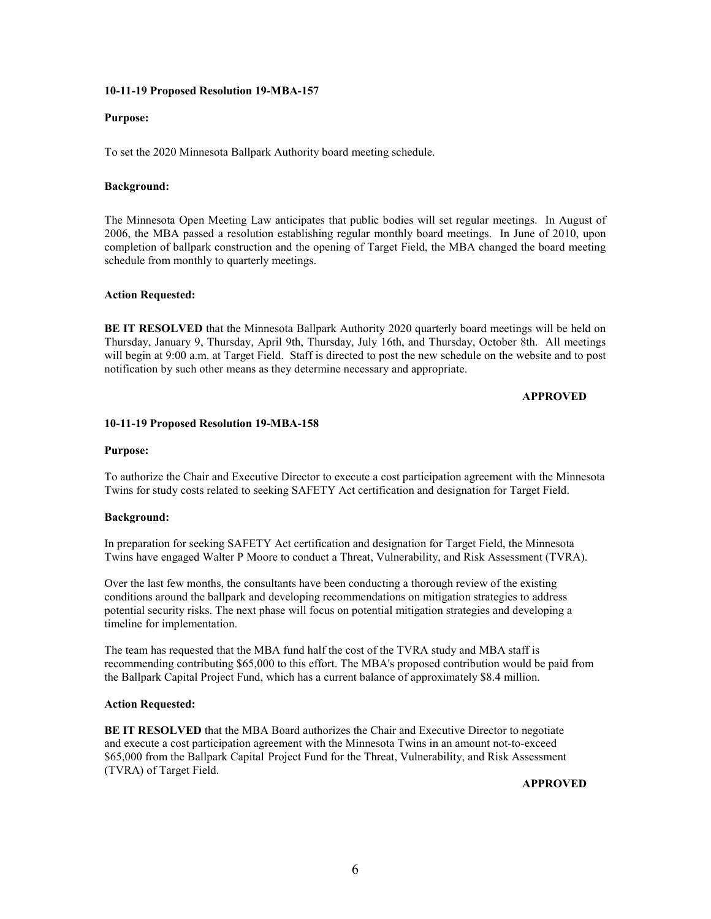**10-11-19 Proposed Resolution 19-MBA-157**

**Purpose:**

To set the 2020 Minnesota Ballpark Authority board meeting schedule.

**Background:**

The Minnesota Open Meeting Law anticipates that public bodies will set regular meetings. In August of 2006, the MBA passed a resolution establishing regular monthly board meetings. In June of 2010, upon completion of ballpark construction and the opening of Target Field, the MBA changed the board meeting schedule from monthly to quarterly meetings.

**Action Requested:**

**BE IT RESOLVED** that the Minnesota Ballpark Authority 2020 quarterly board meetings will be held on Thursday, January 9, Thursday, April 9th, Thursday, July 16th, and Thursday, October 8th. All meetings will begin at 9:00 a.m. at Target Field. Staff is directed to post the new schedule on the website and to post notification by such other means as they determine necessary and appropriate.

**APPROVED**

**10-11-19 Proposed Resolution 19-MBA-158**

**Purpose:**

To authorize the Chair and Executive Director to execute a cost participation agreement with the Minnesota Twins for study costs related to seeking SAFETY Act certification and designation for Target Field.

**Background:**

In preparation for seeking SAFETY Act certification and designation for Target Field, the Minnesota Twins have engaged Walter P Moore to conduct a Threat, Vulnerability, and Risk Assessment (TVRA).

Over the last few months, the consultants have been conducting a thorough review of the existing conditions around the ballpark and developing recommendations on mitigation strategies to address potential security risks. The next phase will focus on potential mitigation strategies and developing a timeline for implementation.

The team has requested that the MBA fund half the cost of the TVRA study and MBA staff is recommending contributing $65,000 to this effort. The MBA's proposed contribution would be paid from the Ballpark Capital Project Fund, which has a current balance of approximately $8.4 million.

**Action Requested:**

**BE IT RESOLVED** that the MBA Board authorizes the Chair and Executive Director to negotiate and execute a cost participation agreement with the Minnesota Twins in an amount not-to-exceed $65,000 from the Ballpark Capital Project Fund for the Threat, Vulnerability, and Risk Assessment (TVRA) of Target Field.

**APPROVED**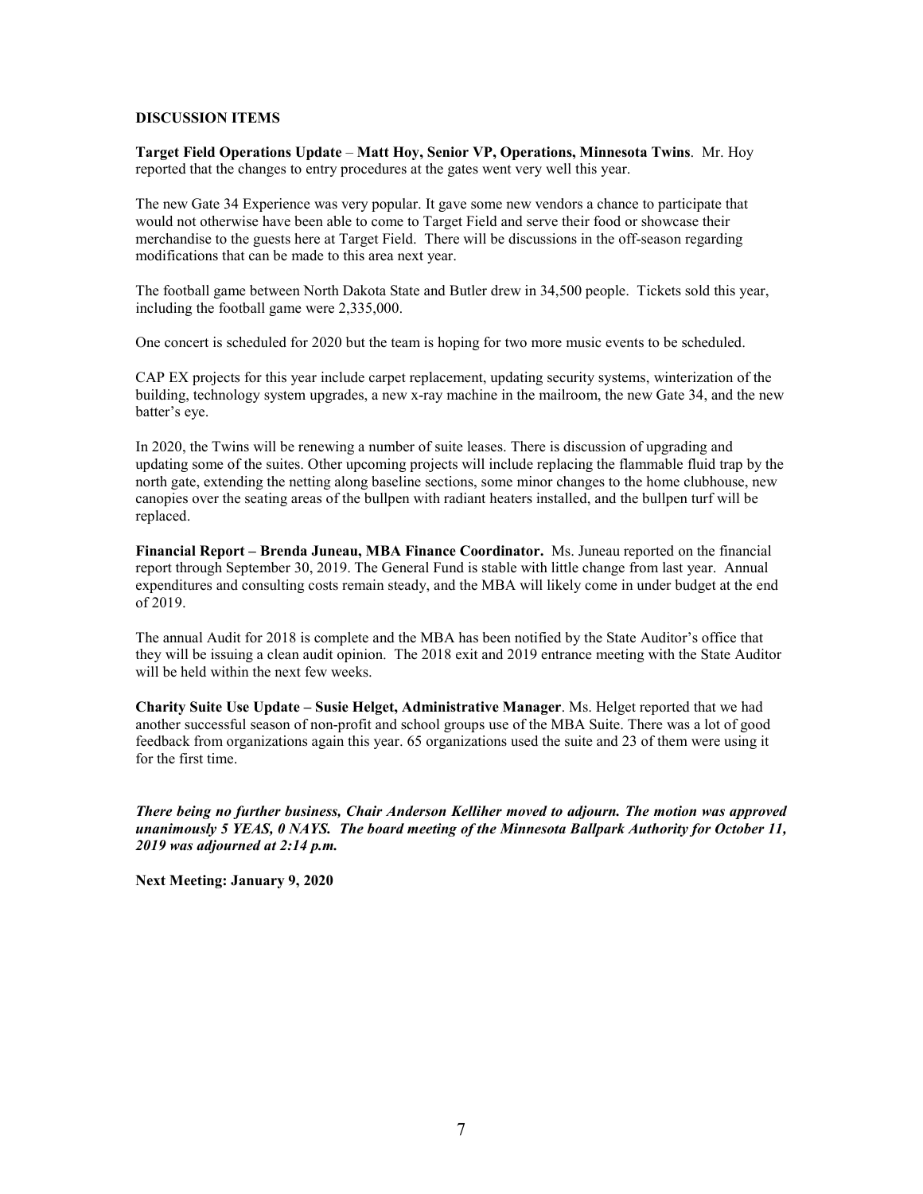**DISCUSSION ITEMS**

**Target Field Operations Update** – **Matt Hoy, Senior VP, Operations, Minnesota Twins**. Mr. Hoy reported that the changes to entry procedures at the gates went very well this year.

The new Gate 34 Experience was very popular. It gave some new vendors a chance to participate that would not otherwise have been able to come to Target Field and serve their food or showcase their merchandise to the guests here at Target Field. There will be discussions in the off-season regarding modifications that can be made to this area next year.

The football game between North Dakota State and Butler drew in 34,500 people. Tickets sold this year, including the football game were 2,335,000.

One concert is scheduled for 2020 but the team is hoping for two more music events to be scheduled.

CAP EX projects for this year include carpet replacement, updating security systems, winterization of the building, technology system upgrades, a new x-ray machine in the mailroom, the new Gate 34, and the new batter's eye.

In 2020, the Twins will be renewing a number of suite leases. There is discussion of upgrading and updating some of the suites. Other upcoming projects will include replacing the flammable fluid trap by the north gate, extending the netting along baseline sections, some minor changes to the home clubhouse, new canopies over the seating areas of the bullpen with radiant heaters installed, and the bullpen turf will be replaced.

**Financial Report – Brenda Juneau, MBA Finance Coordinator.** Ms. Juneau reported on the financial report through September 30, 2019. The General Fund is stable with little change from last year. Annual expenditures and consulting costs remain steady, and the MBA will likely come in under budget at the end of 2019.

The annual Audit for 2018 is complete and the MBA has been notified by the State Auditor's office that they will be issuing a clean audit opinion. The 2018 exit and 2019 entrance meeting with the State Auditor will be held within the next few weeks.

**Charity Suite Use Update – Susie Helget, Administrative Manager**. Ms. Helget reported that we had another successful season of non-profit and school groups use of the MBA Suite. There was a lot of good feedback from organizations again this year. 65 organizations used the suite and 23 of them were using it for the first time.

***There being no further business, Chair Anderson Kelliher moved to adjourn. The motion was approved unanimously 5 YEAS, 0 NAYS. The board meeting of the Minnesota Ballpark Authority for October 11, 2019 was adjourned at 2:14 p.m.***

**Next Meeting: January 9, 2020**